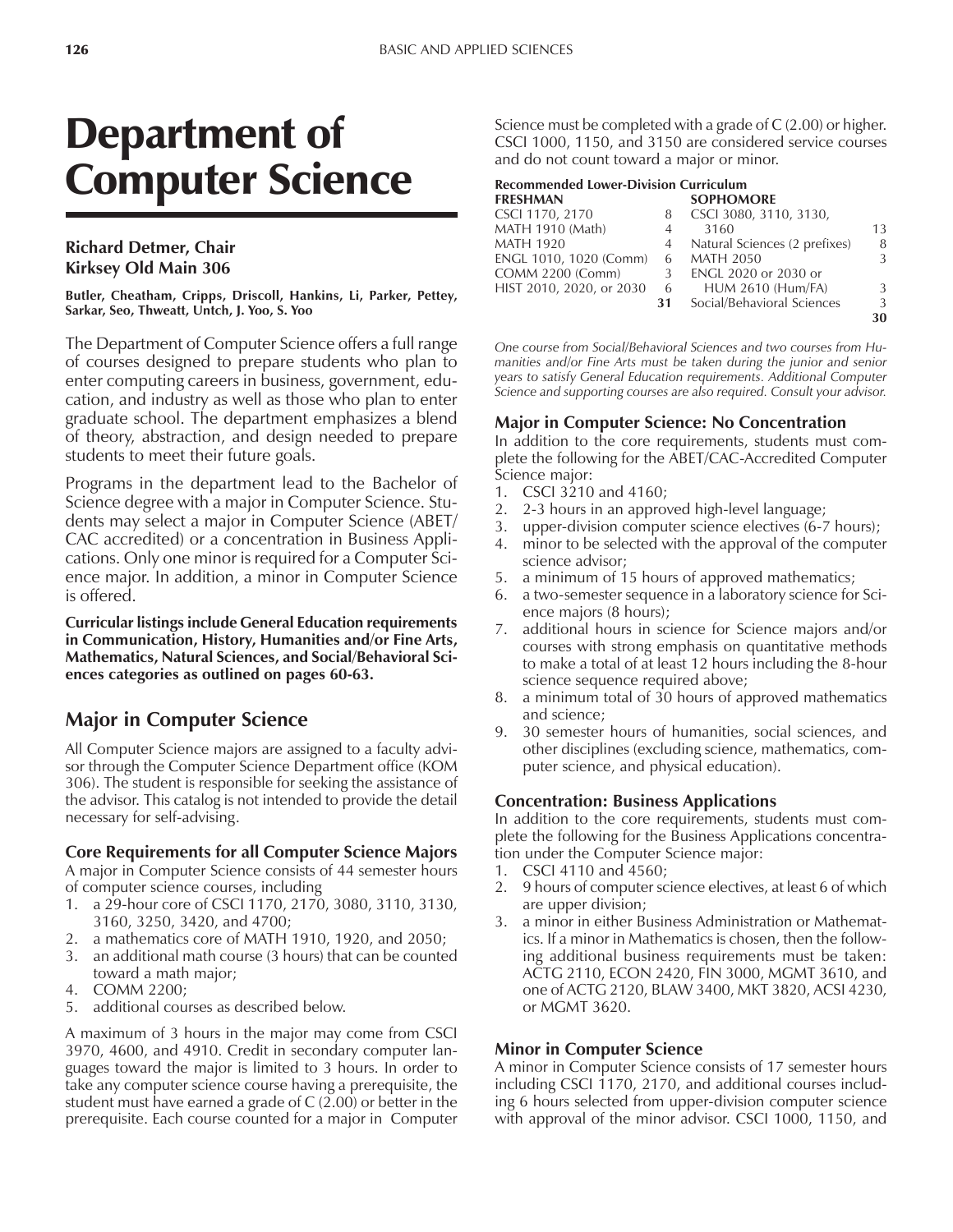# Department of Computer Science

**Richard Detmer, Chair**
**Kirksey Old Main 306**

**Butler, Cheatham, Cripps, Driscoll, Hankins, Li, Parker, Pettey, Sarkar, Seo, Thweatt, Untch, J. Yoo, S. Yoo**

The Department of Computer Science offers a full range of courses designed to prepare students who plan to enter computing careers in business, government, education, and industry as well as those who plan to enter graduate school. The department emphasizes a blend of theory, abstraction, and design needed to prepare students to meet their future goals.

Programs in the department lead to the Bachelor of Science degree with a major in Computer Science. Students may select a major in Computer Science (ABET/CAC accredited) or a concentration in Business Applications. Only one minor is required for a Computer Science major. In addition, a minor in Computer Science is offered.

**Curricular listings include General Education requirements in Communication, History, Humanities and/or Fine Arts, Mathematics, Natural Sciences, and Social/Behavioral Sciences categories as outlined on pages 60-63.**

## Major in Computer Science

All Computer Science majors are assigned to a faculty advisor through the Computer Science Department office (KOM 306). The student is responsible for seeking the assistance of the advisor. This catalog is not intended to provide the detail necessary for self-advising.

### Core Requirements for all Computer Science Majors

A major in Computer Science consists of 44 semester hours of computer science courses, including

1. a 29-hour core of CSCI 1170, 2170, 3080, 3110, 3130, 3160, 3250, 3420, and 4700;
2. a mathematics core of MATH 1910, 1920, and 2050;
3. an additional math course (3 hours) that can be counted toward a math major;
4. COMM 2200;
5. additional courses as described below.

A maximum of 3 hours in the major may come from CSCI 3970, 4600, and 4910. Credit in secondary computer languages toward the major is limited to 3 hours. In order to take any computer science course having a prerequisite, the student must have earned a grade of C (2.00) or better in the prerequisite. Each course counted for a major in Computer Science must be completed with a grade of C (2.00) or higher. CSCI 1000, 1150, and 3150 are considered service courses and do not count toward a major or minor.

**Recommended Lower-Division Curriculum**

| FRESHMAN | | SOPHOMORE | |
|---|---|---|---|
| CSCI 1170, 2170 | 8 | CSCI 3080, 3110, 3130, 3160 | 13 |
| MATH 1910 (Math) | 4 | Natural Sciences (2 prefixes) | 8 |
| MATH 1920 | 4 | MATH 2050 | 3 |
| ENGL 1010, 1020 (Comm) | 6 | ENGL 2020 or 2030 or HUM 2610 (Hum/FA) | 3 |
| COMM 2200 (Comm) | 3 | Social/Behavioral Sciences | 3 |
| HIST 2010, 2020, or 2030 | 6 | | **30** |
| | **31** | | |

*One course from Social/Behavioral Sciences and two courses from Humanities and/or Fine Arts must be taken during the junior and senior years to satisfy General Education requirements. Additional Computer Science and supporting courses are also required. Consult your advisor.*

### Major in Computer Science: No Concentration

In addition to the core requirements, students must complete the following for the ABET/CAC-Accredited Computer Science major:

1. CSCI 3210 and 4160;
2. 2-3 hours in an approved high-level language;
3. upper-division computer science electives (6-7 hours);
4. minor to be selected with the approval of the computer science advisor;
5. a minimum of 15 hours of approved mathematics;
6. a two-semester sequence in a laboratory science for Science majors (8 hours);
7. additional hours in science for Science majors and/or courses with strong emphasis on quantitative methods to make a total of at least 12 hours including the 8-hour science sequence required above;
8. a minimum total of 30 hours of approved mathematics and science;
9. 30 semester hours of humanities, social sciences, and other disciplines (excluding science, mathematics, computer science, and physical education).

### Concentration: Business Applications

In addition to the core requirements, students must complete the following for the Business Applications concentration under the Computer Science major:

1. CSCI 4110 and 4560;
2. 9 hours of computer science electives, at least 6 of which are upper division;
3. a minor in either Business Administration or Mathematics. If a minor in Mathematics is chosen, then the following additional business requirements must be taken: ACTG 2110, ECON 2420, FIN 3000, MGMT 3610, and one of ACTG 2120, BLAW 3400, MKT 3820, ACSI 4230, or MGMT 3620.

### Minor in Computer Science

A minor in Computer Science consists of 17 semester hours including CSCI 1170, 2170, and additional courses including 6 hours selected from upper-division computer science with approval of the minor advisor. CSCI 1000, 1150, and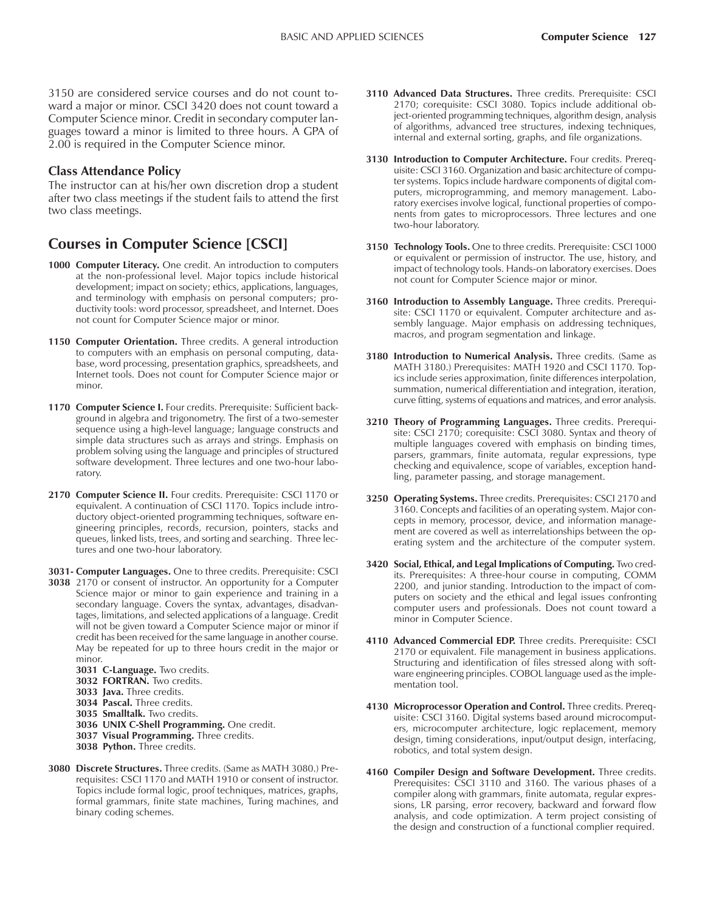3150 are considered service courses and do not count toward a major or minor. CSCI 3420 does not count toward a Computer Science minor. Credit in secondary computer languages toward a minor is limited to three hours. A GPA of 2.00 is required in the Computer Science minor.

### Class Attendance Policy

The instructor can at his/her own discretion drop a student after two class meetings if the student fails to attend the first two class meetings.

## Courses in Computer Science [CSCI]

**1000 Computer Literacy.** One credit. An introduction to computers at the non-professional level. Major topics include historical development; impact on society; ethics, applications, languages, and terminology with emphasis on personal computers; productivity tools: word processor, spreadsheet, and Internet. Does not count for Computer Science major or minor.

**1150 Computer Orientation.** Three credits. A general introduction to computers with an emphasis on personal computing, database, word processing, presentation graphics, spreadsheets, and Internet tools. Does not count for Computer Science major or minor.

**1170 Computer Science I.** Four credits. Prerequisite: Sufficient background in algebra and trigonometry. The first of a two-semester sequence using a high-level language; language constructs and simple data structures such as arrays and strings. Emphasis on problem solving using the language and principles of structured software development. Three lectures and one two-hour laboratory.

**2170 Computer Science II.** Four credits. Prerequisite: CSCI 1170 or equivalent. A continuation of CSCI 1170. Topics include introductory object-oriented programming techniques, software engineering principles, records, recursion, pointers, stacks and queues, linked lists, trees, and sorting and searching. Three lectures and one two-hour laboratory.

**3031-3038 Computer Languages.** One to three credits. Prerequisite: CSCI 2170 or consent of instructor. An opportunity for a Computer Science major or minor to gain experience and training in a secondary language. Covers the syntax, advantages, disadvantages, limitations, and selected applications of a language. Credit will not be given toward a Computer Science major or minor if credit has been received for the same language in another course. May be repeated for up to three hours credit in the major or minor.

- **3031 C-Language.** Two credits.
- **3032 FORTRAN.** Two credits.
- **3033 Java.** Three credits.
- **3034 Pascal.** Three credits.
- **3035 Smalltalk.** Two credits.
- **3036 UNIX C-Shell Programming.** One credit.
- **3037 Visual Programming.** Three credits.
- **3038 Python.** Three credits.

**3080 Discrete Structures.** Three credits. (Same as MATH 3080.) Prerequisites: CSCI 1170 and MATH 1910 or consent of instructor. Topics include formal logic, proof techniques, matrices, graphs, formal grammars, finite state machines, Turing machines, and binary coding schemes.

**3110 Advanced Data Structures.** Three credits. Prerequisite: CSCI 2170; corequisite: CSCI 3080. Topics include additional object-oriented programming techniques, algorithm design, analysis of algorithms, advanced tree structures, indexing techniques, internal and external sorting, graphs, and file organizations.

**3130 Introduction to Computer Architecture.** Four credits. Prerequisite: CSCI 3160. Organization and basic architecture of computer systems. Topics include hardware components of digital computers, microprogramming, and memory management. Laboratory exercises involve logical, functional properties of components from gates to microprocessors. Three lectures and one two-hour laboratory.

**3150 Technology Tools.** One to three credits. Prerequisite: CSCI 1000 or equivalent or permission of instructor. The use, history, and impact of technology tools. Hands-on laboratory exercises. Does not count for Computer Science major or minor.

**3160 Introduction to Assembly Language.** Three credits. Prerequisite: CSCI 1170 or equivalent. Computer architecture and assembly language. Major emphasis on addressing techniques, macros, and program segmentation and linkage.

**3180 Introduction to Numerical Analysis.** Three credits. (Same as MATH 3180.) Prerequisites: MATH 1920 and CSCI 1170. Topics include series approximation, finite differences interpolation, summation, numerical differentiation and integration, iteration, curve fitting, systems of equations and matrices, and error analysis.

**3210 Theory of Programming Languages.** Three credits. Prerequisite: CSCI 2170; corequisite: CSCI 3080. Syntax and theory of multiple languages covered with emphasis on binding times, parsers, grammars, finite automata, regular expressions, type checking and equivalence, scope of variables, exception handling, parameter passing, and storage management.

**3250 Operating Systems.** Three credits. Prerequisites: CSCI 2170 and 3160. Concepts and facilities of an operating system. Major concepts in memory, processor, device, and information management are covered as well as interrelationships between the operating system and the architecture of the computer system.

**3420 Social, Ethical, and Legal Implications of Computing.** Two credits. Prerequisites: A three-hour course in computing, COMM 2200, and junior standing. Introduction to the impact of computers on society and the ethical and legal issues confronting computer users and professionals. Does not count toward a minor in Computer Science.

**4110 Advanced Commercial EDP.** Three credits. Prerequisite: CSCI 2170 or equivalent. File management in business applications. Structuring and identification of files stressed along with software engineering principles. COBOL language used as the implementation tool.

**4130 Microprocessor Operation and Control.** Three credits. Prerequisite: CSCI 3160. Digital systems based around microcomputers, microcomputer architecture, logic replacement, memory design, timing considerations, input/output design, interfacing, robotics, and total system design.

**4160 Compiler Design and Software Development.** Three credits. Prerequisites: CSCI 3110 and 3160. The various phases of a compiler along with grammars, finite automata, regular expressions, LR parsing, error recovery, backward and forward flow analysis, and code optimization. A term project consisting of the design and construction of a functional complier required.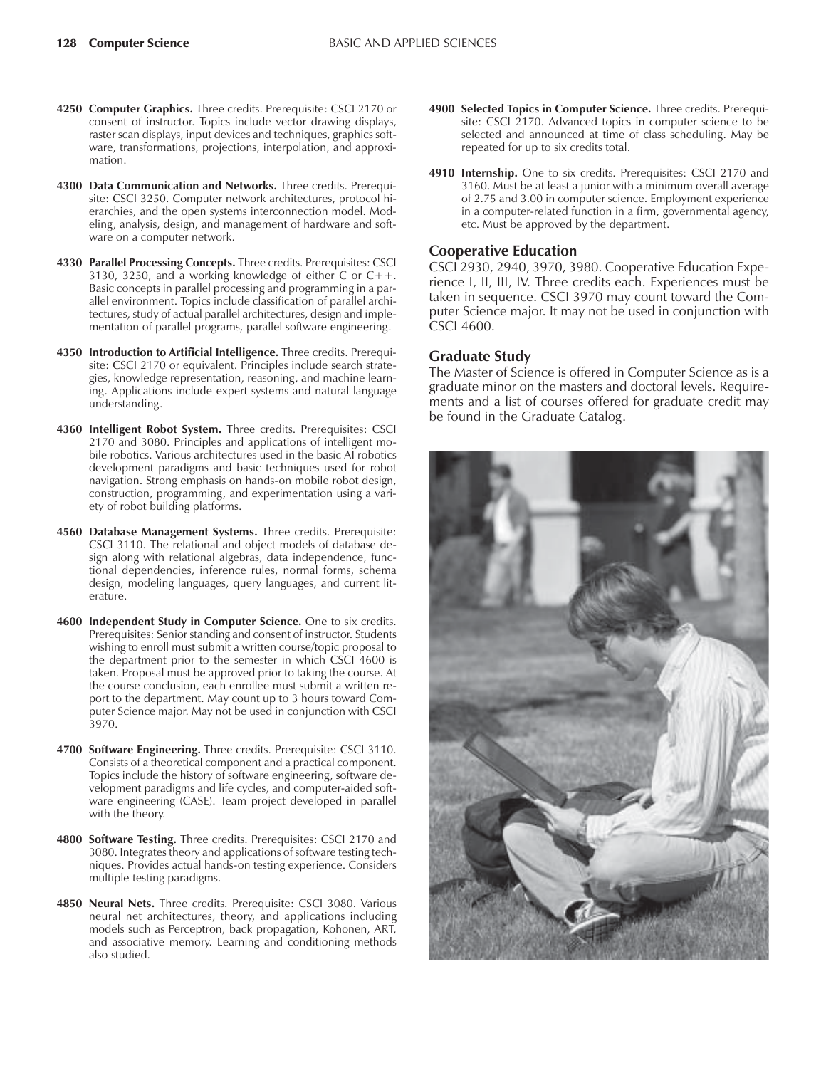**4250 Computer Graphics.** Three credits. Prerequisite: CSCI 2170 or consent of instructor. Topics include vector drawing displays, raster scan displays, input devices and techniques, graphics software, transformations, projections, interpolation, and approximation.

**4300 Data Communication and Networks.** Three credits. Prerequisite: CSCI 3250. Computer network architectures, protocol hierarchies, and the open systems interconnection model. Modeling, analysis, design, and management of hardware and software on a computer network.

**4330 Parallel Processing Concepts.** Three credits. Prerequisites: CSCI 3130, 3250, and a working knowledge of either C or C++. Basic concepts in parallel processing and programming in a parallel environment. Topics include classification of parallel architectures, study of actual parallel architectures, design and implementation of parallel programs, parallel software engineering.

**4350 Introduction to Artificial Intelligence.** Three credits. Prerequisite: CSCI 2170 or equivalent. Principles include search strategies, knowledge representation, reasoning, and machine learning. Applications include expert systems and natural language understanding.

**4360 Intelligent Robot System.** Three credits. Prerequisites: CSCI 2170 and 3080. Principles and applications of intelligent mobile robotics. Various architectures used in the basic AI robotics development paradigms and basic techniques used for robot navigation. Strong emphasis on hands-on mobile robot design, construction, programming, and experimentation using a variety of robot building platforms.

**4560 Database Management Systems.** Three credits. Prerequisite: CSCI 3110. The relational and object models of database design along with relational algebras, data independence, functional dependencies, inference rules, normal forms, schema design, modeling languages, query languages, and current literature.

**4600 Independent Study in Computer Science.** One to six credits. Prerequisites: Senior standing and consent of instructor. Students wishing to enroll must submit a written course/topic proposal to the department prior to the semester in which CSCI 4600 is taken. Proposal must be approved prior to taking the course. At the course conclusion, each enrollee must submit a written report to the department. May count up to 3 hours toward Computer Science major. May not be used in conjunction with CSCI 3970.

**4700 Software Engineering.** Three credits. Prerequisite: CSCI 3110. Consists of a theoretical component and a practical component. Topics include the history of software engineering, software development paradigms and life cycles, and computer-aided software engineering (CASE). Team project developed in parallel with the theory.

**4800 Software Testing.** Three credits. Prerequisites: CSCI 2170 and 3080. Integrates theory and applications of software testing techniques. Provides actual hands-on testing experience. Considers multiple testing paradigms.

**4850 Neural Nets.** Three credits. Prerequisite: CSCI 3080. Various neural net architectures, theory, and applications including models such as Perceptron, back propagation, Kohonen, ART, and associative memory. Learning and conditioning methods also studied.

**4900 Selected Topics in Computer Science.** Three credits. Prerequisite: CSCI 2170. Advanced topics in computer science to be selected and announced at time of class scheduling. May be repeated for up to six credits total.

**4910 Internship.** One to six credits. Prerequisites: CSCI 2170 and 3160. Must be at least a junior with a minimum overall average of 2.75 and 3.00 in computer science. Employment experience in a computer-related function in a firm, governmental agency, etc. Must be approved by the department.

## Cooperative Education

CSCI 2930, 2940, 3970, 3980. Cooperative Education Experience I, II, III, IV. Three credits each. Experiences must be taken in sequence. CSCI 3970 may count toward the Computer Science major. It may not be used in conjunction with CSCI 4600.

## Graduate Study

The Master of Science is offered in Computer Science as is a graduate minor on the masters and doctoral levels. Requirements and a list of courses offered for graduate credit may be found in the Graduate Catalog.